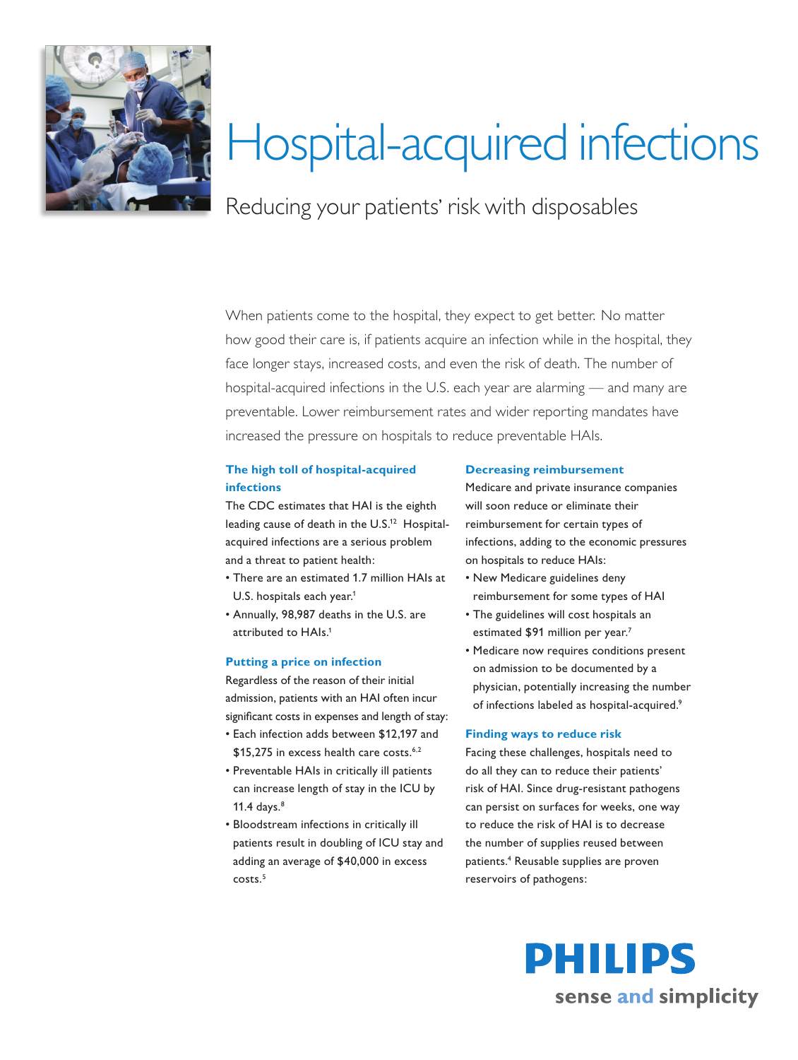# Hospital-acquired infections

## Reducing your patients' risk with disposables

When patients come to the hospital, they expect to get better. No matter how good their care is, if patients acquire an infection while in the hospital, they face longer stays, increased costs, and even the risk of death. The number of hospital-acquired infections in the U.S. each year are alarming — and many are preventable. Lower reimbursement rates and wider reporting mandates have increased the pressure on hospitals to reduce preventable HAIs.

### The high toll of hospital-acquired infections

The CDC estimates that HAI is the eighth leading cause of death in the U.S.[12] Hospital-acquired infections are a serious problem and a threat to patient health:

- There are an estimated 1.7 million HAIs at U.S. hospitals each year.[1]
- Annually, 98,987 deaths in the U.S. are attributed to HAIs.[1]

### Putting a price on infection

Regardless of the reason of their initial admission, patients with an HAI often incur significant costs in expenses and length of stay:

- Each infection adds between $12,197 and $15,275 in excess health care costs.[6,2]
- Preventable HAIs in critically ill patients can increase length of stay in the ICU by 11.4 days.[8]
- Bloodstream infections in critically ill patients result in doubling of ICU stay and adding an average of $40,000 in excess costs.[5]

### Decreasing reimbursement

Medicare and private insurance companies will soon reduce or eliminate their reimbursement for certain types of infections, adding to the economic pressures on hospitals to reduce HAIs:

- New Medicare guidelines deny reimbursement for some types of HAI
- The guidelines will cost hospitals an estimated $91 million per year.[7]
- Medicare now requires conditions present on admission to be documented by a physician, potentially increasing the number of infections labeled as hospital-acquired.[9]

### Finding ways to reduce risk

Facing these challenges, hospitals need to do all they can to reduce their patients' risk of HAI. Since drug-resistant pathogens can persist on surfaces for weeks, one way to reduce the risk of HAI is to decrease the number of supplies reused between patients.[4] Reusable supplies are proven reservoirs of pathogens:

PHILIPS
sense and simplicity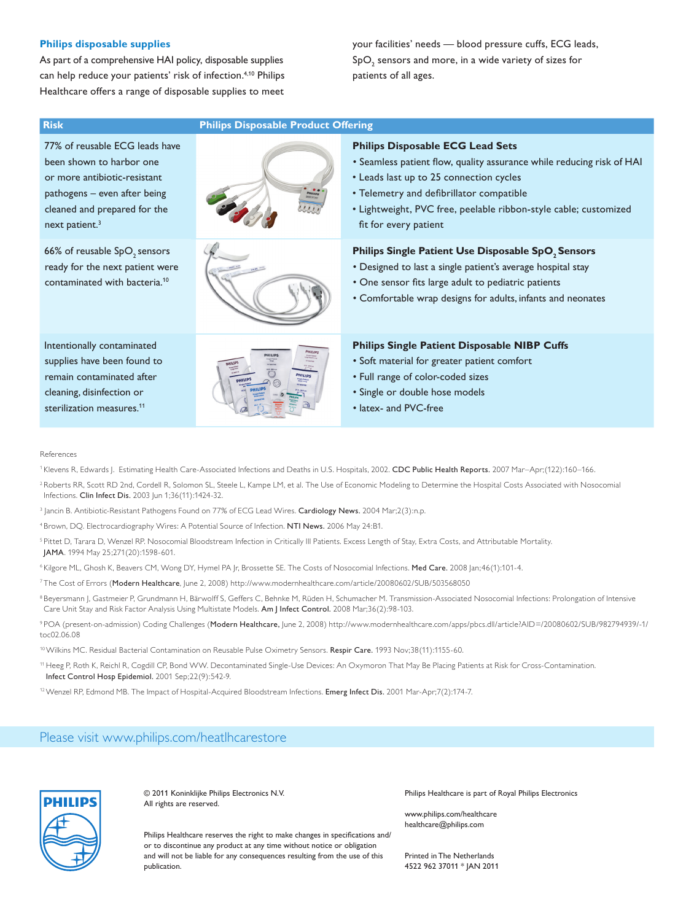## Philips disposable supplies

As part of a comprehensive HAI policy, disposable supplies can help reduce your patients' risk of infection.[4,10] Philips Healthcare offers a range of disposable supplies to meet your facilities' needs — blood pressure cuffs, ECG leads, $SpO_2$ sensors and more, in a wide variety of sizes for patients of all ages.

| Risk | Philips Disposable Product Offering |
|---|---|
| 77% of reusable ECG leads have been shown to harbor one or more antibiotic-resistant pathogens – even after being cleaned and prepared for the next patient.[3] | **Philips Disposable ECG Lead Sets**<br>• Seamless patient flow, quality assurance while reducing risk of HAI<br>• Leads last up to 25 connection cycles<br>• Telemetry and defibrillator compatible<br>• Lightweight, PVC free, peelable ribbon-style cable; customized fit for every patient |
| 66% of reusable $SpO_2$ sensors ready for the next patient were contaminated with bacteria.[10] | **Philips Single Patient Use Disposable $SpO_2$ Sensors**<br>• Designed to last a single patient's average hospital stay<br>• One sensor fits large adult to pediatric patients<br>• Comfortable wrap designs for adults, infants and neonates |
| Intentionally contaminated supplies have been found to remain contaminated after cleaning, disinfection or sterilization measures.[11] | **Philips Single Patient Disposable NIBP Cuffs**<br>• Soft material for greater patient comfort<br>• Full range of color-coded sizes<br>• Single or double hose models<br>• latex- and PVC-free |

References

[1] Klevens R, Edwards J. Estimating Health Care-Associated Infections and Deaths in U.S. Hospitals, 2002. **CDC Public Health Reports.** 2007 Mar–Apr;(122):160–166.

[2] Roberts RR, Scott RD 2nd, Cordell R, Solomon SL, Steele L, Kampe LM, et al. The Use of Economic Modeling to Determine the Hospital Costs Associated with Nosocomial Infections. **Clin Infect Dis.** 2003 Jun 1;36(11):1424-32.

[3] Jancin B. Antibiotic-Resistant Pathogens Found on 77% of ECG Lead Wires. **Cardiology News.** 2004 Mar;2(3):n.p.

[4] Brown, DQ. Electrocardiography Wires: A Potential Source of Infection. **NTI News.** 2006 May 24:B1.

[5] Pittet D, Tarara D, Wenzel RP. Nosocomial Bloodstream Infection in Critically Ill Patients. Excess Length of Stay, Extra Costs, and Attributable Mortality. **JAMA.** 1994 May 25;271(20):1598-601.

[6] Kilgore ML, Ghosh K, Beavers CM, Wong DY, Hymel PA Jr, Brossette SE. The Costs of Nosocomial Infections. **Med Care.** 2008 Jan;46(1):101-4.

[7] The Cost of Errors (**Modern Healthcare**, June 2, 2008) http://www.modernhealthcare.com/article/20080602/SUB/503568050

[8] Beyersmann J, Gastmeier P, Grundmann H, Bärwolff S, Geffers C, Behnke M, Rüden H, Schumacher M. Transmission-Associated Nosocomial Infections: Prolongation of Intensive Care Unit Stay and Risk Factor Analysis Using Multistate Models. **Am J Infect Control.** 2008 Mar;36(2):98-103.

[9] POA (present-on-admission) Coding Challenges (**Modern Healthcare**, June 2, 2008) http://www.modernhealthcare.com/apps/pbcs.dll/article?AID=/20080602/SUB/982794939/-1/toc02.06.08

[10] Wilkins MC. Residual Bacterial Contamination on Reusable Pulse Oximetry Sensors. **Respir Care.** 1993 Nov;38(11):1155-60.

[11] Heeg P, Roth K, Reichl R, Cogdill CP, Bond WW. Decontaminated Single-Use Devices: An Oxymoron That May Be Placing Patients at Risk for Cross-Contamination. **Infect Control Hosp Epidemiol.** 2001 Sep;22(9):542-9.

[12] Wenzel RP, Edmond MB. The Impact of Hospital-Acquired Bloodstream Infections. **Emerg Infect Dis.** 2001 Mar-Apr;7(2):174-7.

Please visit www.philips.com/heatlhcarestore

PHILIPS

© 2011 Koninklijke Philips Electronics N.V.
All rights are reserved.

Philips Healthcare reserves the right to make changes in specifications and/or to discontinue any product at any time without notice or obligation and will not be liable for any consequences resulting from the use of this publication.

Philips Healthcare is part of Royal Philips Electronics

www.philips.com/healthcare
healthcare@philips.com

Printed in The Netherlands
4522 962 37011 * JAN 2011